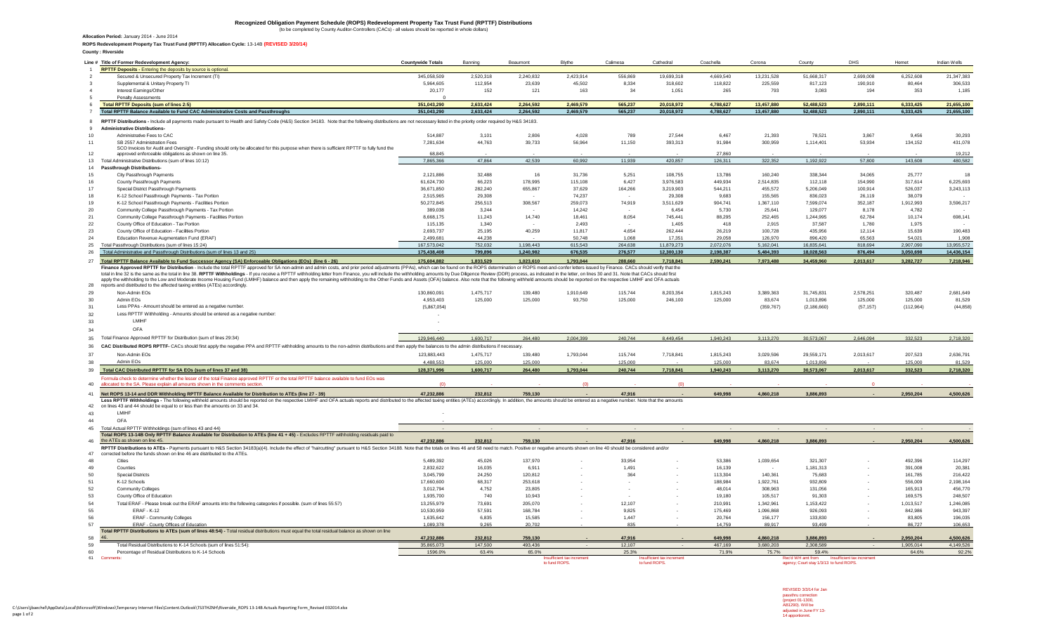# Recognized Obligation Payment Schedule (ROPS) Redevelopment Property Tax Trust Fund (RPTTF) Distributions

(to be completed by County Auditor-Controllers (CACs) - all values should be reported in whole dollars)

**Allocation Period:** January 2014 - June 2014

**ROPS Redevelopment Property Tax Trust Fund (RPTTF) Allocation Cycle:** 13-14B **(REVISED 3/20/14)**

**County : Riverside**

| Line # | Title of Former Redevelopment Agency: | Countywide Totals | Banning | Beaumont | Blythe | Calimesa | Cathedral | Coachella | Corona | County | DHS | Hemet | Indian Wells |
|---|---|---|---|---|---|---|---|---|---|---|---|---|---|
| 1 | **RPTTF Deposits** - Entering the deposits by source is optional. | | | | | | | | | | | | |
| 2 | Secured & Unsecured Property Tax Increment (TI) | 345,058,509 | 2,520,318 | 2,240,832 | 2,423,914 | 556,869 | 19,699,318 | 4,669,540 | 13,231,528 | 51,668,317 | 2,699,008 | 6,252,608 | 21,347,383 |
| 3 | Supplemental & Unitary Property TI | 5,964,605 | 112,954 | 23,639 | 45,502 | 8,334 | 318,602 | 118,822 | 225,559 | 817,123 | 190,910 | 80,464 | 306,533 |
| 4 | Interest Earnings/Other | 20,177 | 152 | 121 | 163 | 34 | 1,051 | 265 | 793 | 3,083 | 194 | 353 | 1,185 |
| 5 | Penalty Assessments | 0 | | | | | | | | | | | |
| 6 | **Total RPTTF Deposits (sum of lines 2:5)** | **351,043,290** | **2,633,424** | **2,264,592** | **2,469,579** | **565,237** | **20,018,972** | **4,788,627** | **13,457,880** | **52,488,523** | **2,890,111** | **6,333,425** | **21,655,100** |
| 7 | **Total RPTTF Balance Available to Fund CAC Administrative Costs and Passthroughs** | **351,043,290** | **2,633,424** | **2,264,592** | **2,469,579** | **565,237** | **20,018,972** | **4,788,627** | **13,457,880** | **52,488,523** | **2,890,111** | **6,333,425** | **21,655,100** |
| 8 | **RPTTF Distributions** - Include all payments made pursuant to Health and Safety Code (H&S) Section 34183. Note that the following distributions are not necessary listed in the priority order required by H&S 34183. | | | | | | | | | | | | |
| 9 | **Administrative Distributions-** | | | | | | | | | | | | |
| 10 | Administrative Fees to CAC | 514,887 | 3,101 | 2,806 | 4,028 | 789 | 27,544 | 6,467 | 21,393 | 78,521 | 3,867 | 9,456 | 30,293 |
| 11 | SB 2557 Administration Fees | 7,281,634 | 44,763 | 39,733 | 56,964 | 11,150 | 393,313 | 91,984 | 300,959 | 1,114,401 | 53,934 | 134,152 | 431,078 |
| 12 | SCO Invoices for Audit and Oversight - Funding should only be allocated for this purpose when there is sufficient RPTTF to fully fund the approved enforceable obligations as shown on line 35. | 68,845 | - | - | - | - | - | 27,860 | - | - | - | - | 19,212 |
| 13 | Total Administrative Distributions (sum of lines 10:12) | 7,865,366 | 47,864 | 42,539 | 60,992 | 11,939 | 420,857 | 126,311 | 322,352 | 1,192,922 | 57,800 | 143,608 | 480,582 |
| 14 | **Passthrough Distributions-** | | | | | | | | | | | | |
| 15 | City Passthrough Payments | 2,121,886 | 32,488 | 16 | 31,736 | 5,251 | 108,755 | 13,786 | 160,240 | 338,344 | 34,065 | 25,777 | 18 |
| 16 | County Passthrough Payments | 61,624,730 | 66,223 | 178,995 | 115,108 | 6,427 | 3,976,583 | 449,934 | 2,514,835 | 112,118 | 154,990 | 317,614 | 6,225,693 |
| 17 | Special District Passthrough Payments | 36,671,850 | 282,240 | 655,867 | 37,629 | 164,266 | 3,219,903 | 544,211 | 455,572 | 5,206,049 | 100,914 | 526,037 | 3,243,113 |
| 18 | K-12 School Passthrough Payments - Tax Portion | 2,515,965 | 29,308 | - | 74,237 | - | 29,308 | 9,683 | 155,565 | 836,023 | 26,119 | 38,079 | - |
| 19 | K-12 School Passthrough Payments - Facilities Portion | 50,272,845 | 256,513 | 308,567 | 259,073 | 74,919 | 3,511,629 | 904,741 | 1,367,110 | 7,599,074 | 352,187 | 1,912,993 | 3,596,217 |
| 20 | Community College Passthrough Payments - Tax Portion | 389,038 | 3,244 | - | 14,242 | - | 6,454 | 5,730 | 25,641 | 129,077 | 8,178 | 4,782 | - |
| 21 | Community College Passthrough Payments - Facilities Portion | 8,668,175 | 11,243 | 14,740 | 18,461 | 8,054 | 745,441 | 88,295 | 252,465 | 1,244,995 | 62,784 | 10,174 | 698,141 |
| 22 | County Office of Education - Tax Portion | 115,135 | 1,340 | - | 2,493 | - | 1,405 | 418 | 2,915 | 37,587 | 1,780 | 1,975 | - |
| 23 | County Office of Education - Facilities Portion | 2,693,737 | 25,195 | 40,259 | 11,817 | 4,654 | 262,444 | 26,219 | 100,728 | 435,956 | 12,114 | 15,639 | 190,483 |
| 24 | Education Revenue Augmentation Fund (ERAF) | 2,499,681 | 44,238 | - | 50,748 | 1,068 | 17,351 | 29,058 | 126,970 | 896,420 | 65,563 | 54,021 | 1,908 |
| 25 | Total Passthrough Distributions (sum of lines 15:24) | 167,573,042 | 752,032 | 1,198,443 | 615,543 | 264,638 | 11,879,273 | 2,072,076 | 5,162,041 | 16,835,641 | 818,694 | 2,907,090 | 13,955,572 |
| 26 | Total Administrative and Passthrough Distributions (sum of lines 13 and 25) | 175,438,408 | 799,896 | 1,240,982 | 676,535 | 276,577 | 12,300,130 | 2,198,387 | 5,484,393 | 18,028,563 | 876,494 | 3,050,698 | 14,436,154 |
| 27 | **Total RPTTF Balance Available to Fund Successor Agency (SA) Enforceable Obligations (EOs) (line 6 - 26)** | **175,604,882** | **1,833,529** | **1,023,610** | **1,793,044** | **288,660** | **7,718,841** | **2,590,241** | **7,973,488** | **34,459,960** | **2,013,617** | **3,282,727** | **7,218,946** |
| 28 | **Finance Approved RPTTF for Distribution** - Include the total RPTTF approved for SA non-admin and admin costs, and prior period adjustments (PPAs), which can be found on the ROPS determination or ROPS meet-and-confer letters issued by Finance. CACs should verify that the total in line 32 is the same as the total in line 38. **RPTTF Withholdings** - If you receive a RPTTF withholding letter from Finance, you will include the withholding amounts by Due Diligence Review (DDR) process, as indicated in the letter, on lines 31 and 33. Note that CACs should first apply the withholding to the Low and Moderate Income Housing Fund (LMIHF) balance and then apply the remaining withholding to the Other Funds and Assets (OFA) balance. Also note that the following withheld amounts should be reported on the respective LMIHF and OFA actuals reports and distributed to the affected taxing entities (ATEs) accordingly. | | | | | | | | | | | | |
| 29 | Non-Admin EOs | 130,860,091 | 1,475,717 | 139,480 | 1,910,649 | 115,744 | 8,203,354 | 1,815,243 | 3,389,363 | 31,745,831 | 2,578,251 | 320,487 | 2,681,649 |
| 30 | Admin EOs | 4,953,403 | 125,000 | 125,000 | 93,750 | 125,000 | 246,100 | 125,000 | 83,674 | 1,013,896 | 125,000 | 125,000 | 81,529 |
| 31 | Less PPAs - Amount should be entered as a negative number. | (5,867,054) | | | | | | | (359,767) | (2,186,660) | (57,157) | (112,964) | (44,858) |
| 32 | Less RPTTF Withholding - Amounts should be entered as a negative number: | - | | | | | | | | | | | |
| 33 | LMIHF | - | | | | | | | | | | | |
| 34 | OFA | - | | | | | | | | | | | |
| 35 | Total Finance Approved RPTTF for Distribution (sum of lines 29:34) | 129,946,440 | 1,600,717 | 264,480 | 2,004,399 | 240,744 | 8,449,454 | 1,940,243 | 3,113,270 | 30,573,067 | 2,646,094 | 332,523 | 2,718,320 |
| 36 | **CAC Distributed ROPS RPTTF-** CACs should first apply the negative PPA and RPTTF withholding amounts to the non-admin distributions and then apply the balances to the admin distributions if necessary. | | | | | | | | | | | | |
| 37 | Non-Admin EOs | 123,883,443 | 1,475,717 | 139,480 | 1,793,044 | 115,744 | 7,718,841 | 1,815,243 | 3,029,596 | 29,559,171 | 2,013,617 | 207,523 | 2,636,791 |
| 38 | Admin EOs | 4,488,553 | 125,000 | 125,000 | - | 125,000 | - | 125,000 | 83,674 | 1,013,896 | - | 125,000 | 81,529 |
| 39 | **Total CAC Distributed RPTTF for SA EOs (sum of lines 37 and 38)** | **128,371,996** | **1,600,717** | **264,480** | **1,793,044** | **240,744** | **7,718,841** | **1,940,243** | **3,113,270** | **30,573,067** | **2,013,617** | **332,523** | **2,718,320** |
| 40 | Formula check to determine whether the lesser of the total Finance approved RPTTF or the total RPTTF balance available to fund EOs was allocated to the SA. Please explain all amounts shown in the comments section. | (0) | - | - | (0) | - | (0) | - | - | - | 0 | - | - |
| 41 | **Net ROPS 13-14 and DDR Withholding RPTTF Balance Available for Distribution to ATEs (line 27 - 39)** | **47,232,886** | **232,812** | **759,130** | **-** | **47,916** | **-** | **649,998** | **4,860,218** | **3,886,893** | **-** | **2,950,204** | **4,500,626** |
| 42 | **Less RPTTF Withholdings** - The following withheld amounts should be reported on the respective LMIHF and OFA actuals reports and distributed to the affected taxing entities (ATEs) accordingly. In addition, the amounts should be entered as a negative number. Note that the amounts on lines 43 and 44 should be equal to or less than the amounts on 33 and 34. | | | | | | | | | | | | |
| 43 | LMIHF | - | | | | | | | | | | | |
| 44 | OFA | - | | | | | | | | | | | |
| 45 | Total Actual RPTTF Withholdings (sum of lines 43 and 44) | - | - | - | - | - | - | - | - | - | - | - | - |
| 46 | **Total ROPS 13-14B Only RPTTF Balance Available for Distribution to ATEs (line 41 + 45)** - Excludes RPTTF withholding residuals paid to the ATEs as shown on line 45. | **47,232,886** | **232,812** | **759,130** | **-** | **47,916** | **-** | **649,998** | **4,860,218** | **3,886,893** | **-** | **2,950,204** | **4,500,626** |
| 47 | **RPTTF Distributions to ATEs** - Payments pursuant to H&S Section 34183(a)(4). Include the effect of "haircutting" pursuant to H&S Section 34188. Note that the totals on lines 46 and 58 need to match. Positive or negative amounts shown on line 40 should be considered and/or corrected before the funds shown on line 46 are distributed to the ATEs. | | | | | | | | | | | | |
| 48 | Cities | 5,489,392 | 45,026 | 137,970 | - | 33,954 | - | 53,386 | 1,039,654 | 321,307 | - | 492,396 | 114,297 |
| 49 | Counties | 2,832,622 | 16,035 | 6,911 | - | 1,491 | - | 16,139 | - | 1,181,313 | - | 391,008 | 20,381 |
| 50 | Special Districts | 3,045,799 | 24,250 | 120,812 | - | 364 | - | 113,304 | 140,361 | 75,683 | - | 161,785 | 216,422 |
| 51 | K-12 Schools | 17,660,600 | 68,317 | 253,618 | - | - | - | 188,984 | 1,922,761 | 932,809 | - | 556,009 | 2,198,164 |
| 52 | Community Colleges | 3,012,794 | 4,752 | 23,805 | - | - | - | 48,014 | 308,963 | 131,056 | - | 165,913 | 456,770 |
| 53 | County Office of Education | 1,935,700 | 740 | 10,943 | - | - | - | 19,180 | 105,517 | 91,303 | - | 169,575 | 248,507 |
| 54 | Total ERAF - Please break out the ERAF amounts into the following categories if possible. (sum of lines 55:57) | 13,255,979 | 73,691 | 205,070 | - | 12,107 | - | 210,991 | 1,342,961 | 1,153,422 | - | 1,013,517 | 1,246,085 |
| 55 | ERAF - K-12 | 10,530,959 | 57,591 | 168,784 | - | 9,825 | - | 175,469 | 1,096,868 | 926,093 | - | 842,986 | 943,397 |
| 56 | ERAF - Community Colleges | 1,635,642 | 6,835 | 15,585 | - | 1,447 | - | 20,764 | 156,177 | 133,830 | - | 83,805 | 196,035 |
| 57 | ERAF - County Offices of Education | 1,089,378 | 9,265 | 20,702 | - | 835 | - | 14,759 | 89,917 | 93,499 | - | 86,727 | 106,653 |
| 58 | **Total RPTTF Distributions to ATEs (sum of lines 48:54)** - Total residual distributions must equal the total residual balance as shown on line 46. | **47,232,886** | **232,812** | **759,130** | **-** | **47,916** | **-** | **649,998** | **4,860,218** | **3,886,893** | **-** | **2,950,204** | **4,500,626** |
| 59 | Total Residual Distributions to K-14 Schools (sum of lines 51:54): | 35,865,073 | 147,500 | 493,436 | - | 12,107 | - | 467,169 | 3,680,203 | 2,308,589 | - | 1,905,014 | 4,149,526 |
| 60 | Percentage of Residual Distributions to K-14 Schools | 1596.0% | 63.4% | 65.0% | | 25.3% | | 71.9% | 75.7% | 59.4% | | 64.6% | 92.2% |
| 61 | Comments: | | | | Insufficient tax increment to fund ROPS. | | Insufficient tax increment to fund ROPS. | | | Rec'd WH amt from agency; Court stay 1/3/13 to fund ROPS. | Insufficient tax increment to fund ROPS. | | |

REVISED 3/3/14 for Jan passthru correction (project 01-1300, AB1290). Will be adjusted in June FY 13-14 apportionmt.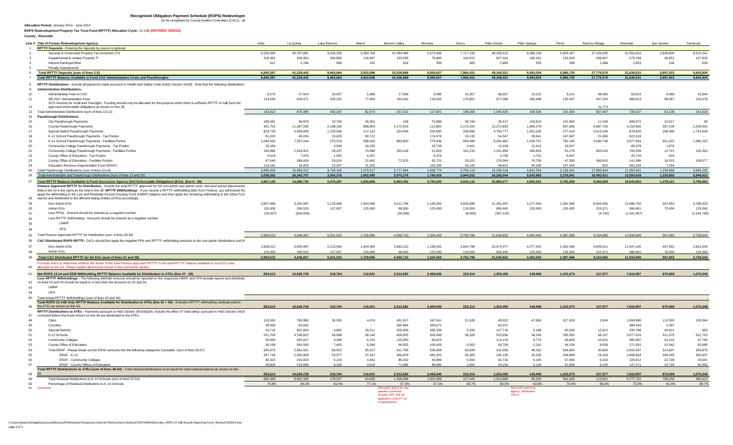**Recognized Obligation Payment Schedule (ROPS) Redevelopm**
(to be completed by County Auditor-Controllers (CACs) - all

**Allocation Period:** January 2014 - June 2014

**ROPS Redevelopment Property Tax Trust Fund (RPTTF) Allocation Cycle:** 13-14B **(REVISED 3/20/14)**

**County :** Riverside

| Line # | Title of Former Redevelopment Agency: | Indio | La Quinta | Lake Elsinore | March | Moreno Valley | Murrieta | Norco | Palm Desert | Palm Springs | Perris | Rancho Mirage | Riverside | San Jacinto | Temecula |
|---|---|---|---|---|---|---|---|---|---|---|---|---|---|---|---|
| 1 | **RPTTF Deposits** - Entering the deposits by source is optional. | | | | | | | | | | | | | | |
| 2 | Secured & Unsecured Property Tax Increment (TI) | 6,526,594 | 40,797,891 | 9,256,256 | 3,383,768 | 10,384,999 | 5,473,406 | 7,717,159 | 48,339,413 | 9,386,218 | 5,826,457 | 27,434,635 | 31,056,910 | 2,649,926 | 9,515,241 |
| 3 | Supplemental & Unitary Property TI | 318,382 | 428,354 | 206,800 | 118,087 | 153,035 | 76,885 | 142,812 | 827,024 | 196,261 | 153,926 | 339,947 | 579,769 | 46,951 | 127,929 |
| 4 | Interest Earnings/Other | 411 | 2,196 | 608 | 242 | 634 | 336 | 460 | 2,883 | 555 | 338 | 1,488 | 1,853 | 146 | 634 |
| 5 | Penalty Assessments | | | | | | | | | | | | | | |
| 6 | **Total RPTTF Deposits (sum of lines 2:5)** | **6,845,387** | **41,228,442** | **9,463,664** | **3,502,096** | **10,538,668** | **5,550,627** | **7,860,431** | **49,169,321** | **9,583,034** | **5,980,720** | **27,776,070** | **31,638,531** | **2,697,023** | **9,643,804** |
| 7 | **Total RPTTF Balance Available to Fund CAC Administrative Costs and Passthroughs** | **6,845,387** | **41,228,442** | **9,463,664** | **3,502,096** | **10,538,668** | **5,550,627** | **7,860,431** | **49,169,321** | **9,583,034** | **5,980,720** | **27,776,070** | **31,638,531** | **2,697,023** | **9,643,804** |
| 8 | **RPTTF Distributions** - Include all payments made pursuant to Health and Safety Code (H&S) Section 34183. Note that the following distributions | | | | | | | | | | | | | | |
| 9 | **Administrative Distributions-** | | | | | | | | | | | | | | |
| 10 | Administrative Fees to CAC | 9,276 | 57,924 | 16,057 | 5,489 | 17,069 | 9,086 | 12,357 | 68,557 | 13,121 | 9,214 | 38,450 | 50,014 | 4,069 | 15,940 |
| 11 | SB 2557 Administration Fees | 133,536 | 818,471 | 229,131 | 77,484 | 240,242 | 118,565 | 175,851 | 977,068 | 186,408 | 132,447 | 547,243 | 689,013 | 58,067 | 225,678 |
| 12 | SCO Invoices for Audit and Oversight - Funding should only be allocated for this purpose when there is sufficient RPTTF to fully fund the approved enforceable obligations as shown on line 35. | - | - | - | - | - | - | - | - | - | - | 21,773 | - | - | - |
| 13 | Total Administrative Distributions (sum of lines 10:12) | 142,812 | 876,395 | 245,187 | 82,973 | 257,312 | 127,651 | 188,208 | 1,045,625 | 199,529 | 141,660 | 607,467 | 739,027 | 62,136 | 241,618 |
| 14 | **Passthrough Distributions-** | | | | | | | | | | | | | | |
| 15 | City Passthrough Payments | 189,481 | 46,979 | 19,706 | 26,052 | 109 | 73,888 | 58,744 | 30,617 | 103,810 | 101,850 | 11,549 | 698,072 | 10,517 | 36 |
| 16 | County Passthrough Payments | 401,701 | 11,287,590 | 2,108,185 | 908,854 | 2,173,653 | 111,801 | 2,172,425 | 12,272,833 | 1,806,279 | 507,836 | 6,987,753 | 4,154,660 | 357,139 | 2,255,501 |
| 17 | Special District Passthrough Payments | 823,726 | 4,959,808 | 1,233,046 | 117,123 | 324,009 | 250,582 | 259,898 | 4,793,777 | 1,052,205 | 277,016 | 5,513,194 | 679,626 | 208,400 | 1,743,638 |
| 18 | K-12 School Passthrough Payments - Tax Portion | 81,020 | 46,234 | 23,625 | 90,712 | - | 174,578 | 15,132 | 54,547 | 39,641 | 147,687 | 21,850 | 622,618 | - | - |
| 19 | K-12 School Passthrough Payments - Facilities Portion | 1,043,592 | 7,357,444 | 270,319 | 296,620 | 883,800 | 779,936 | 993,099 | 6,491,862 | 1,426,757 | 781,165 | 4,090,739 | 3,677,944 | 641,322 | 1,395,222 |
| 20 | Community College Passthrough Payments - Tax Portion | 20,184 | - | 2,549 | 16,235 | - | 19,733 | 2,441 | 12,434 | 12,412 | 18,047 | - | 85,678 | 1,976 | - |
| 21 | Community College Passthrough Payments - Facilities Portion | 164,996 | 1,453,401 | 26,337 | 74,989 | 263,418 | 21,823 | 181,210 | 1,241,956 | 280,654 | 91,279 | 893,240 | 705,039 | 12,721 | 102,320 |
| 22 | County Office of Education - Tax Portion | 4,019 | 7,976 | 1,052 | 5,267 | - | 8,376 | - | 2,706 | 2,701 | 6,567 | - | 25,744 | 816 | - |
| 23 | County Office of Education - Facilities Portion | 47,540 | 288,428 | 53,024 | 22,462 | 72,975 | 35,721 | 20,022 | 270,064 | 76,709 | 47,390 | 366,810 | 141,986 | 16,523 | 108,577 |
| 24 | Education Revenue Augmentation Fund (ERAF) | 119,191 | 18,450 | 10,347 | 21,202 | - | 162,336 | 53,143 | 68,621 | 30,186 | 157,564 | 810 | 563,234 | 7,254 | - |
| 25 | Total Passthrough Distributions (sum of lines 15:24) | 2,895,450 | 25,466,312 | 3,748,190 | 1,579,517 | 3,717,964 | 1,638,774 | 3,756,113 | 25,239,418 | 4,831,354 | 2,136,401 | 17,885,944 | 11,354,601 | 1,256,666 | 5,605,295 |
| 26 | Total Administrative and Passthrough Distributions (sum of lines 13 and 25) | 3,038,262 | 26,342,707 | 3,993,378 | 1,662,490 | 3,975,276 | 1,766,425 | 3,944,322 | 26,285,044 | 5,030,883 | 2,278,061 | 18,493,411 | 12,093,628 | 1,318,802 | 5,846,912 |
| 27 | **Total RPTTF Balance Available to Fund Successor Agency (SA) Enforceable Obligations (EOs) (line 6 - 26)** | **3,807,125** | **14,885,735** | **5,470,287** | **1,839,606** | **6,563,392** | **3,784,202** | **3,916,110** | **22,884,277** | **4,552,151** | **3,702,659** | **9,282,659** | **19,544,903** | **1,378,221** | **3,796,892** |
| 28 | **Finance Approved RPTTF for Distribution** - Include the total RPTTF approved for SA non-admin and admin costs, and prior period adjustments total in line 32 is the same as the total in line 38. **RPTTF Withholdings** - If you receive a RPTTF withholding letter from Finance, you will include the apply the withholding to the Low and Moderate Income Housing Fund (LMIHF) balance and then apply the remaining withholding to the Other Fund reports and distributed to the affected taxing entities (ATEs) accordingly. | | | | | | | | | | | | | | |
| 29 | Non-Admin EOs | 2,857,569 | 4,155,487 | 5,123,566 | 1,604,585 | 4,011,799 | 1,199,262 | 3,653,696 | 21,281,497 | 4,277,543 | 2,262,586 | 8,944,056 | 12,888,702 | 437,652 | 3,786,323 |
| 30 | Admin EOs | 125,000 | 290,520 | 127,957 | 125,000 | 68,500 | 125,000 | 119,000 | 656,445 | 125,000 | 125,000 | 215,371 | 386,661 | 70,000 | 125,000 |
| 31 | Less PPAs - Amount should be entered as a negative number. | (29,057) | (200,000) | | | (29,589) | | (8,900) | (307,120) | | | (4,745) | (1,341,457) | | (1,184,780) |
| 32 | Less RPTTF Withholding - Amounts should be entered as a negative number: | | | | | | | | | | | | | | |
| 33 | LMIHF | | | | | | | | | | | | | | |
| 34 | OFA | | | | | | | | | | | | | | |
| 35 | Total Finance Approved RPTTF for Distribution (sum of lines 29:34) | 2,953,512 | 4,246,007 | 5,251,523 | 1,729,585 | 4,050,710 | 1,324,262 | 3,763,796 | 21,630,822 | 4,402,543 | 2,387,586 | 9,154,682 | 11,933,906 | 507,652 | 2,726,543 |
| 36 | **CAC Distributed ROPS RPTTF-** CACs should first apply the negative PPA and RPTTF withholding amounts to the non-admin distributions and th | | | | | | | | | | | | | | |
| 37 | Non-Admin EOs | 2,828,512 | 3,955,487 | 5,123,566 | 1,604,585 | 3,982,210 | 1,199,262 | 3,644,796 | 20,974,377 | 4,277,543 | 2,262,586 | 8,939,311 | 11,547,245 | 437,652 | 2,601,543 |
| 38 | Admin EOs | 125,000 | 290,520 | 127,957 | 125,000 | 68,500 | 125,000 | 119,000 | 656,445 | 125,000 | 125,000 | 215,371 | 386,661 | 70,000 | 125,000 |
| 39 | **Total CAC Distributed RPTTF for SA EOs (sum of lines 37 and 38)** | **2,953,512** | **4,246,007** | **5,251,523** | **1,729,585** | **4,050,710** | **1,324,262** | **3,763,796** | **21,630,822** | **4,402,543** | **2,387,586** | **9,154,682** | **11,933,906** | **507,652** | **2,726,543** |
| 40 | Formula check to determine whether the lesser of the total Finance approved RPTTF or the total RPTTF balance available to fund EOs was allocated to the SA. Please explain all amounts shown in the comments section. | - | - | - | - | - | - | - | - | - | - | - | - | - | - |
| 41 | **Net ROPS 13-14 and DDR Withholding RPTTF Balance Available for Distribution to ATEs (line 27 - 39)** | **853,613** | **10,639,728** | **218,764** | **110,021** | **2,512,682** | **2,459,940** | **152,314** | **1,253,455** | **149,608** | **1,315,073** | **127,977** | **7,610,997** | **870,569** | **1,070,349** |
| 42 | **Less RPTTF Withholdings** - The following withheld amounts should be reported on the respective LMIHF and OFA actuals reports and distributed on lines 43 and 44 should be equal to or less than the amounts on 33 and 34. | | | | | | | | | | | | | | |
| 43 | LMIHF | | | | | | | | | | | | | | |
| 44 | OFA | | | | | | | | | | | | | | |
| 45 | Total Actual RPTTF Withholdings (sum of lines 43 and 44) | - | - | - | - | - | - | - | - | - | - | - | - | - | - |
| 46 | **Total ROPS 13-14B Only RPTTF Balance Available for Distribution to ATEs (line 41 + 45)** - Excludes RPTTF withholding residuals paid to the ATEs as shown on line 45. | **853,613** | **10,639,728** | **218,764** | **110,021** | **2,512,682** | **2,459,940** | **152,314** | **1,253,455** | **149,608** | **1,315,073** | **127,977** | **7,610,997** | **870,569** | **1,070,349** |
| 47 | **RPTTF Distributions to ATEs** - Payments pursuant to H&S Section 34183(a)(4). Include the effect of "haircutting" pursuant to H&S Section 3418 corrected before the funds shown on line 46 are distributed to the ATEs. | | | | | | | | | | | | | | |
| 48 | Cities | 115,592 | 790,982 | 35,555 | 4,974 | 451,817 | 187,541 | 21,528 | 49,022 | 47,900 | 317,833 | 2,004 | 1,004,986 | 112,303 | 109,364 |
| 49 | Counties | 28,939 | 63,842 | - | - | 365,964 | 283,671 | - | 63,037 | - | - | - | 388,493 | 5,397 | - |
| 50 | Special Districts | 53,716 | 821,604 | 4,882 | 20,211 | 255,906 | 335,339 | 3,345 | 127,716 | 6,188 | 65,636 | 12,912 | 439,788 | 44,612 | 963 |
| 51 | K-12 Schools | 221,700 | 4,796,822 | 94,948 | 38,140 | 609,625 | 918,448 | 58,328 | 523,830 | 34,244 | 295,052 | 58,107 | 3,077,616 | 311,375 | 501,703 |
| 52 | Community Colleges | 59,594 | 920,417 | 9,356 | 6,222 | 120,650 | 94,623 | - | 114,110 | 9,774 | 48,640 | 15,641 | 385,587 | 41,142 | 47,764 |
| 53 | County Office of Education | 28,199 | 564,560 | 7,402 | 5,046 | 96,925 | 100,409 | 5,563 | 60,709 | 5,191 | 44,104 | 8,509 | 271,591 | 41,042 | 50,685 |
| 54 | Total ERAF - Please break out the ERAF amounts into the following categories if possible. (sum of lines 55:57) | 345,873 | 2,681,501 | 66,622 | 35,427 | 611,796 | 539,909 | 63,549 | 315,030 | 46,310 | 543,809 | 30,804 | 2,042,937 | 314,697 | 359,870 |
| 55 | ERAF - K-12 | 267,744 | 2,050,909 | 53,077 | 27,347 | 450,878 | 445,325 | 55,305 | 235,155 | 32,039 | 434,889 | 19,243 | 1,668,954 | 268,245 | 300,837 |
| 56 | ERAF - Community Colleges | 49,324 | 419,924 | 5,219 | 4,462 | 89,232 | 45,889 | 5,594 | 50,716 | 9,145 | 57,082 | 6,416 | 226,812 | 22,708 | 28,641 |
| 57 | ERAF - County Offices of Education | 28,806 | 210,668 | 8,326 | 3,618 | 71,686 | 48,695 | 2,650 | 29,160 | 5,126 | 51,838 | 5,145 | 147,171 | 23,743 | 30,392 |
| 58 | **Total RPTTF Distributions to ATEs (sum of lines 48:54)** - Total residual distributions must equal the total residual balance as shown on line 46. | **853,613** | **10,639,728** | **218,764** | **110,021** | **2,512,682** | **2,459,940** | **152,314** | **1,253,455** | **149,608** | **1,315,073** | **127,977** | **7,610,997** | **870,569** | **1,070,349** |
| 59 | Total Residual Distributions to K-14 Schools (sum of lines 51:54): | 655,366 | 8,963,300 | 178,327 | 84,836 | 1,438,996 | 1,653,389 | 127,440 | 1,013,680 | 95,520 | 931,605 | 113,061 | 5,777,731 | 708,256 | 960,022 |
| 60 | Percentage of Residual Distributions to K-14 Schools | 76.8% | 84.2% | 81.5% | 77.1% | 57.3% | 67.2% | 83.7% | 80.9% | 63.8% | 70.8% | 88.3% | 75.9% | 81.4% | 89.7% |
| 61 | Comments: | | | | | REVISED 3/3/14 for Jan passthru correction (County CIP). Will be adjusted in June FY 13-14 apportionmt. | | | | Rec'd WH amt from agency; distribution 1/6/13 | | | | | |

C:\Users\jbaechel\AppData\Local\Microsoft\Windows\Temporary Internet Files\Content.Outlook\TS3THZNH\Riverside_ROPS 13-14B Actuals Reporting Form_Revised 032014.xlsx